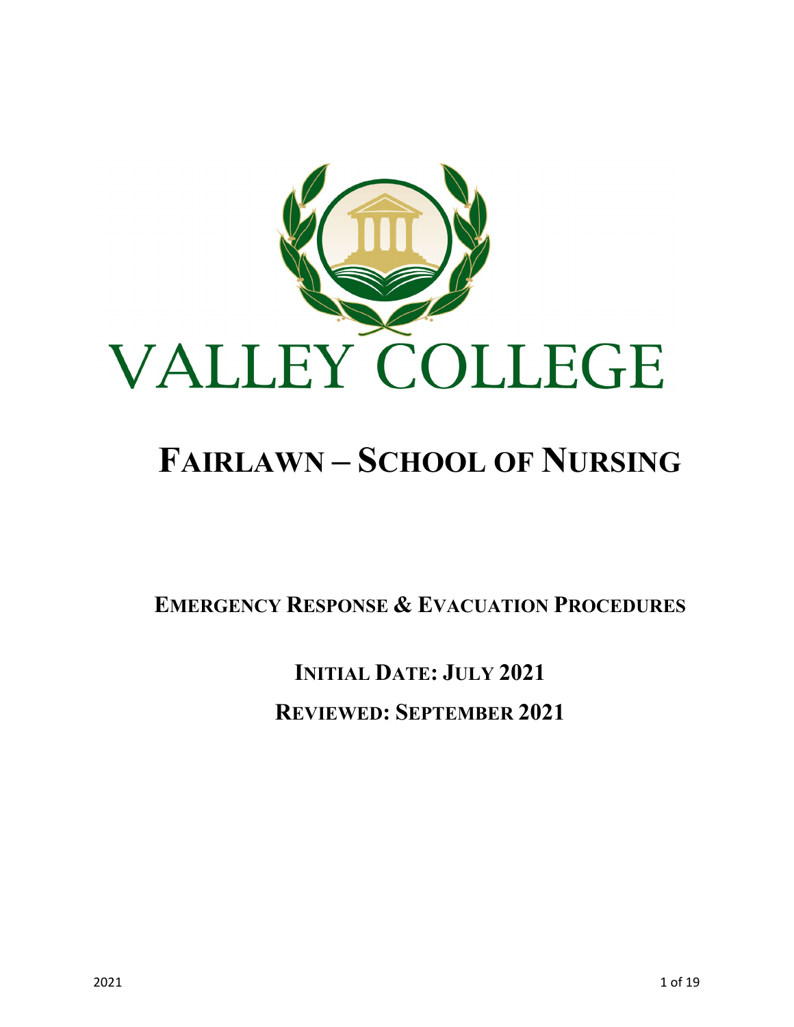# VALLEY COLLEGE

# FAIRLAWN – SCHOOL OF NURSING

## EMERGENCY RESPONSE & EVACUATION PROCEDURES

**INITIAL DATE: JULY 2021**

**REVIEWED: SEPTEMBER 2021**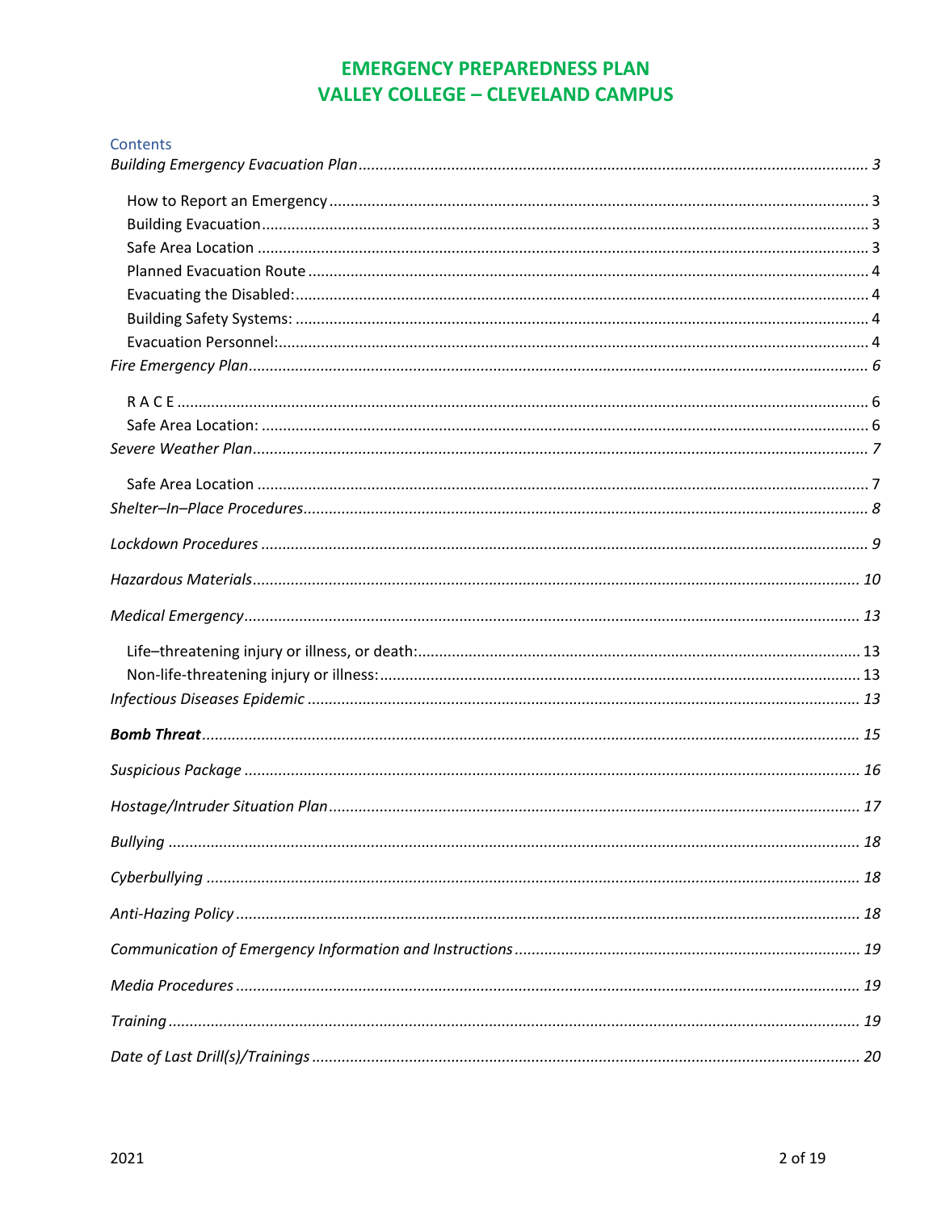# EMERGENCY PREPAREDNESS PLAN
# VALLEY COLLEGE – CLEVELAND CAMPUS

Contents

*Building Emergency Evacuation Plan* ........ 3

- How to Report an Emergency ........ 3
- Building Evacuation ........ 3
- Safe Area Location ........ 3
- Planned Evacuation Route ........ 4
- Evacuating the Disabled: ........ 4
- Building Safety Systems: ........ 4
- Evacuation Personnel: ........ 4

*Fire Emergency Plan* ........ 6

- R A C E ........ 6
- Safe Area Location: ........ 6

*Severe Weather Plan* ........ 7

- Safe Area Location ........ 7

*Shelter–In–Place Procedures* ........ 8

*Lockdown Procedures* ........ 9

*Hazardous Materials* ........ 10

*Medical Emergency* ........ 13

- Life–threatening injury or illness, or death: ........ 13
- Non-life-threatening injury or illness: ........ 13

*Infectious Diseases Epidemic* ........ 13

***Bomb Threat*** ........ 15

*Suspicious Package* ........ 16

*Hostage/Intruder Situation Plan* ........ 17

*Bullying* ........ 18

*Cyberbullying* ........ 18

*Anti-Hazing Policy* ........ 18

*Communication of Emergency Information and Instructions* ........ 19

*Media Procedures* ........ 19

*Training* ........ 19

*Date of Last Drill(s)/Trainings* ........ 20

2021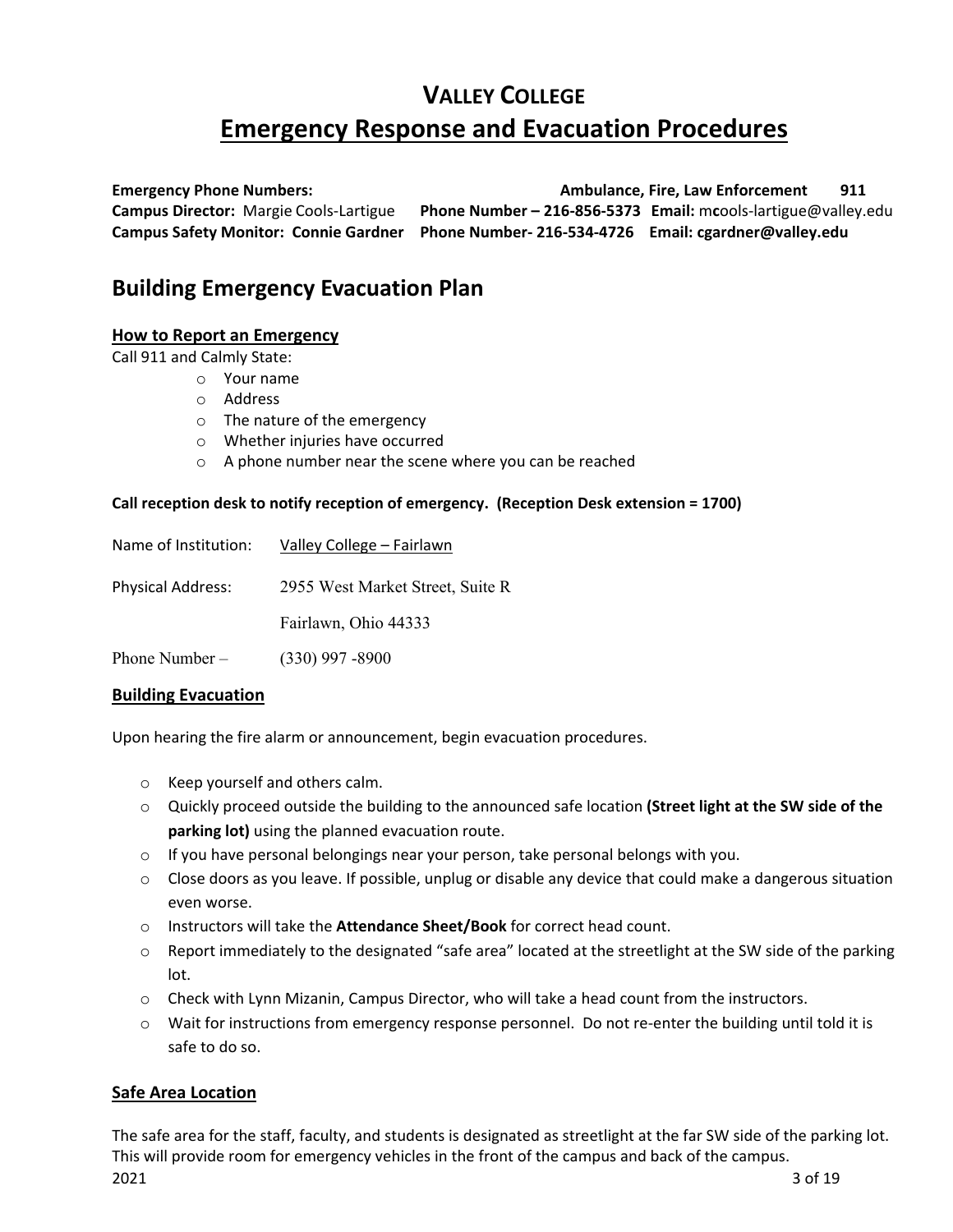# VALLEY COLLEGE

# Emergency Response and Evacuation Procedures

**Emergency Phone Numbers:** **Ambulance, Fire, Law Enforcement 911**

**Campus Director:** Margie Cools-Lartigue **Phone Number – 216-856-5373** **Email:** mcools-lartigue@valley.edu

**Campus Safety Monitor: Connie Gardner Phone Number- 216-534-4726 Email: cgardner@valley.edu**

## Building Emergency Evacuation Plan

### How to Report an Emergency

Call 911 and Calmly State:

- Your name
- Address
- The nature of the emergency
- Whether injuries have occurred
- A phone number near the scene where you can be reached

**Call reception desk to notify reception of emergency. (Reception Desk extension = 1700)**

Name of Institution: Valley College – Fairlawn

Physical Address: 2955 West Market Street, Suite R

Fairlawn, Ohio 44333

Phone Number – (330) 997 -8900

### Building Evacuation

Upon hearing the fire alarm or announcement, begin evacuation procedures.

- Keep yourself and others calm.
- Quickly proceed outside the building to the announced safe location **(Street light at the SW side of the parking lot)** using the planned evacuation route.
- If you have personal belongings near your person, take personal belongs with you.
- Close doors as you leave. If possible, unplug or disable any device that could make a dangerous situation even worse.
- Instructors will take the **Attendance Sheet/Book** for correct head count.
- Report immediately to the designated "safe area" located at the streetlight at the SW side of the parking lot.
- Check with Lynn Mizanin, Campus Director, who will take a head count from the instructors.
- Wait for instructions from emergency response personnel. Do not re-enter the building until told it is safe to do so.

### Safe Area Location

The safe area for the staff, faculty, and students is designated as streetlight at the far SW side of the parking lot. This will provide room for emergency vehicles in the front of the campus and back of the campus.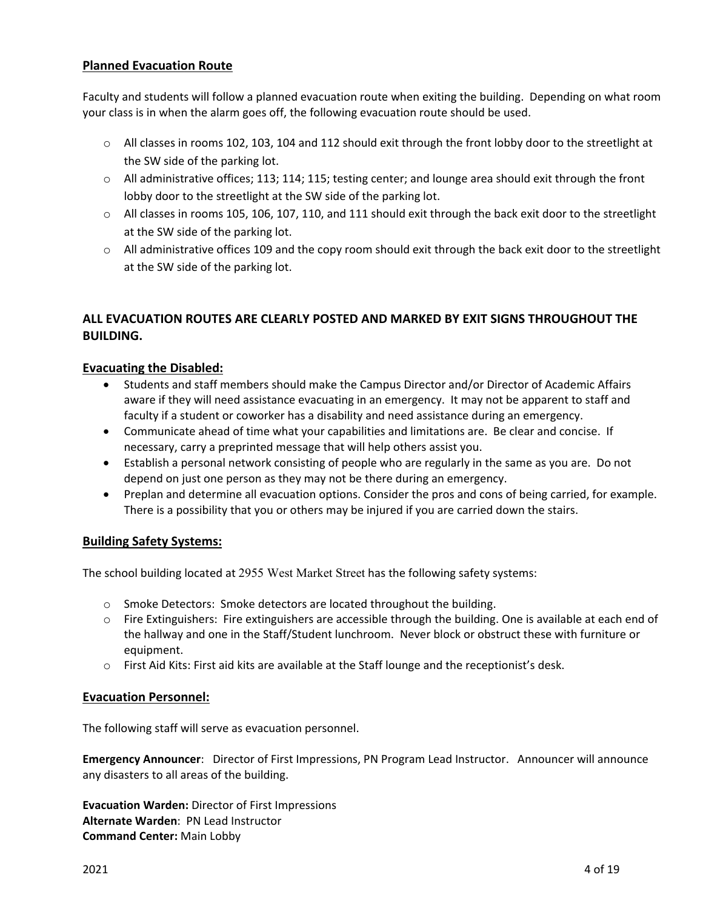## Planned Evacuation Route

Faculty and students will follow a planned evacuation route when exiting the building. Depending on what room your class is in when the alarm goes off, the following evacuation route should be used.

- All classes in rooms 102, 103, 104 and 112 should exit through the front lobby door to the streetlight at the SW side of the parking lot.
- All administrative offices; 113; 114; 115; testing center; and lounge area should exit through the front lobby door to the streetlight at the SW side of the parking lot.
- All classes in rooms 105, 106, 107, 110, and 111 should exit through the back exit door to the streetlight at the SW side of the parking lot.
- All administrative offices 109 and the copy room should exit through the back exit door to the streetlight at the SW side of the parking lot.

**ALL EVACUATION ROUTES ARE CLEARLY POSTED AND MARKED BY EXIT SIGNS THROUGHOUT THE BUILDING.**

## Evacuating the Disabled:

- Students and staff members should make the Campus Director and/or Director of Academic Affairs aware if they will need assistance evacuating in an emergency. It may not be apparent to staff and faculty if a student or coworker has a disability and need assistance during an emergency.
- Communicate ahead of time what your capabilities and limitations are. Be clear and concise. If necessary, carry a preprinted message that will help others assist you.
- Establish a personal network consisting of people who are regularly in the same as you are. Do not depend on just one person as they may not be there during an emergency.
- Preplan and determine all evacuation options. Consider the pros and cons of being carried, for example. There is a possibility that you or others may be injured if you are carried down the stairs.

## Building Safety Systems:

The school building located at 2955 West Market Street has the following safety systems:

- Smoke Detectors: Smoke detectors are located throughout the building.
- Fire Extinguishers: Fire extinguishers are accessible through the building. One is available at each end of the hallway and one in the Staff/Student lunchroom. Never block or obstruct these with furniture or equipment.
- First Aid Kits: First aid kits are available at the Staff lounge and the receptionist's desk.

## Evacuation Personnel:

The following staff will serve as evacuation personnel.

**Emergency Announcer**: Director of First Impressions, PN Program Lead Instructor. Announcer will announce any disasters to all areas of the building.

**Evacuation Warden:** Director of First Impressions
**Alternate Warden**: PN Lead Instructor
**Command Center:** Main Lobby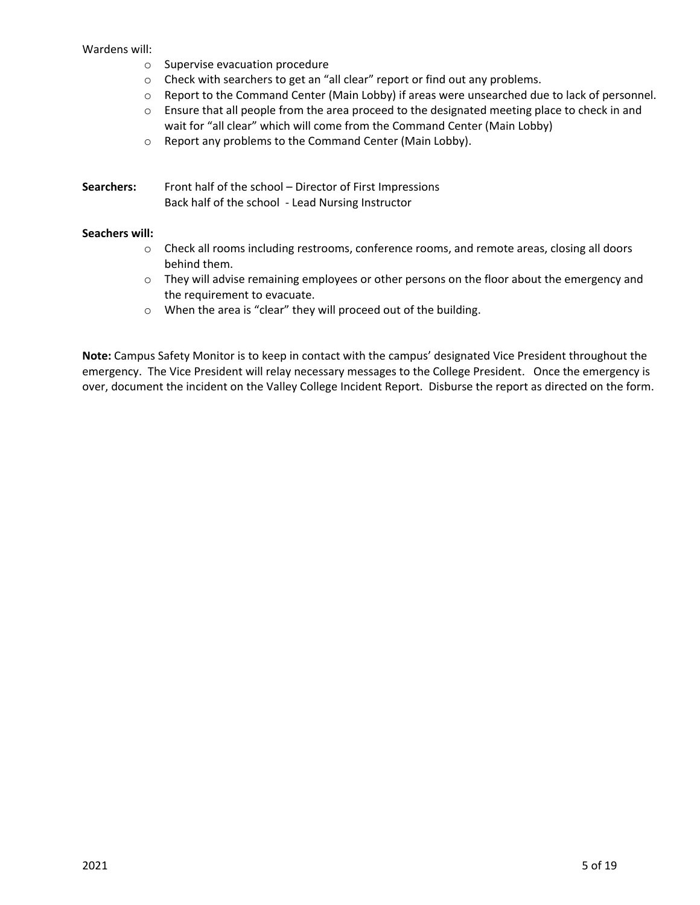Wardens will:

- Supervise evacuation procedure
- Check with searchers to get an "all clear" report or find out any problems.
- Report to the Command Center (Main Lobby) if areas were unsearched due to lack of personnel.
- Ensure that all people from the area proceed to the designated meeting place to check in and wait for "all clear" which will come from the Command Center (Main Lobby)
- Report any problems to the Command Center (Main Lobby).

**Searchers:** Front half of the school – Director of First Impressions
Back half of the school - Lead Nursing Instructor

**Seachers will:**

- Check all rooms including restrooms, conference rooms, and remote areas, closing all doors behind them.
- They will advise remaining employees or other persons on the floor about the emergency and the requirement to evacuate.
- When the area is "clear" they will proceed out of the building.

**Note:** Campus Safety Monitor is to keep in contact with the campus' designated Vice President throughout the emergency. The Vice President will relay necessary messages to the College President. Once the emergency is over, document the incident on the Valley College Incident Report. Disburse the report as directed on the form.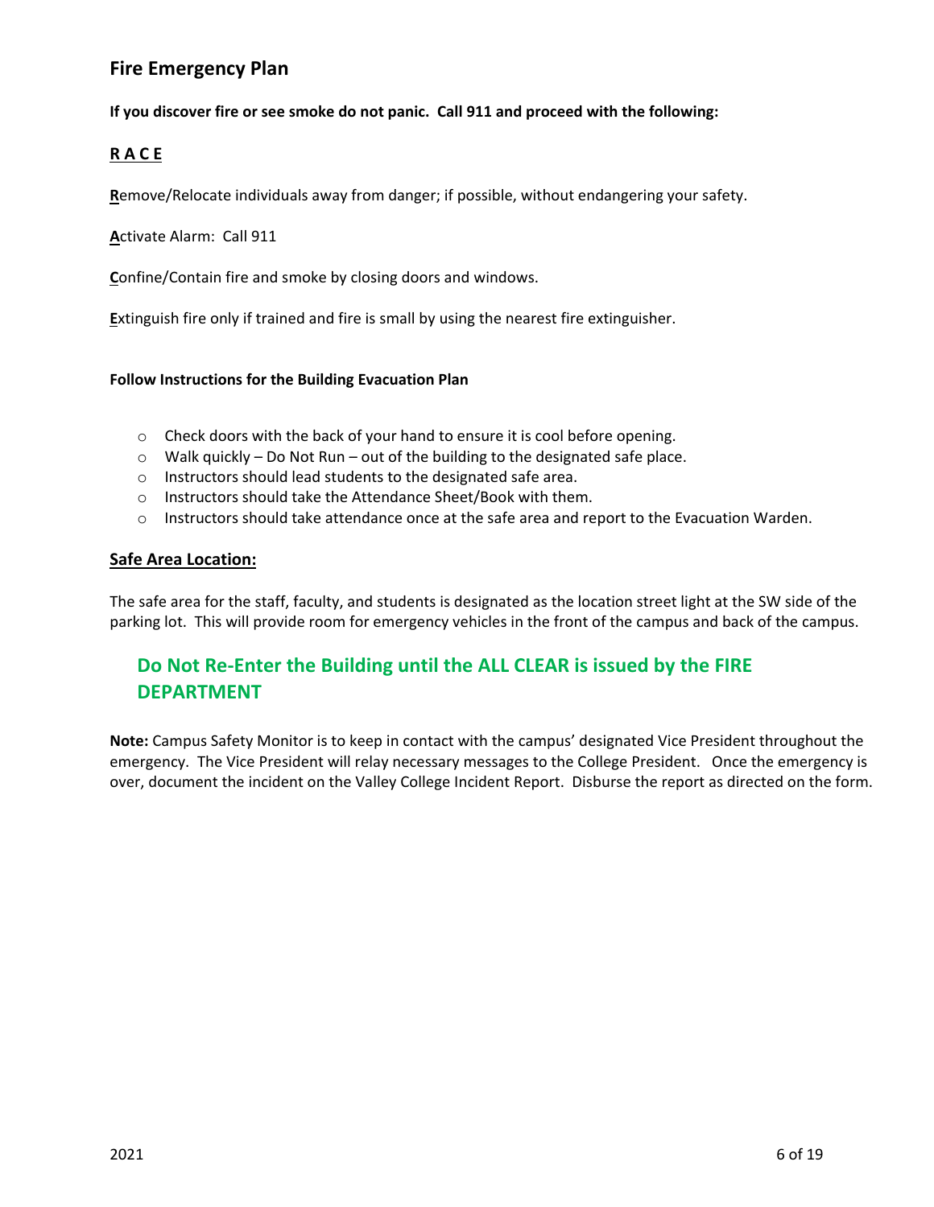## Fire Emergency Plan

**If you discover fire or see smoke do not panic. Call 911 and proceed with the following:**

### R A C E

**R**emove/Relocate individuals away from danger; if possible, without endangering your safety.

**A**ctivate Alarm: Call 911

**C**onfine/Contain fire and smoke by closing doors and windows.

**E**xtinguish fire only if trained and fire is small by using the nearest fire extinguisher.

**Follow Instructions for the Building Evacuation Plan**

- Check doors with the back of your hand to ensure it is cool before opening.
- Walk quickly – Do Not Run – out of the building to the designated safe place.
- Instructors should lead students to the designated safe area.
- Instructors should take the Attendance Sheet/Book with them.
- Instructors should take attendance once at the safe area and report to the Evacuation Warden.

**Safe Area Location:**

The safe area for the staff, faculty, and students is designated as the location street light at the SW side of the parking lot. This will provide room for emergency vehicles in the front of the campus and back of the campus.

### Do Not Re-Enter the Building until the ALL CLEAR is issued by the FIRE DEPARTMENT

**Note:** Campus Safety Monitor is to keep in contact with the campus' designated Vice President throughout the emergency. The Vice President will relay necessary messages to the College President. Once the emergency is over, document the incident on the Valley College Incident Report. Disburse the report as directed on the form.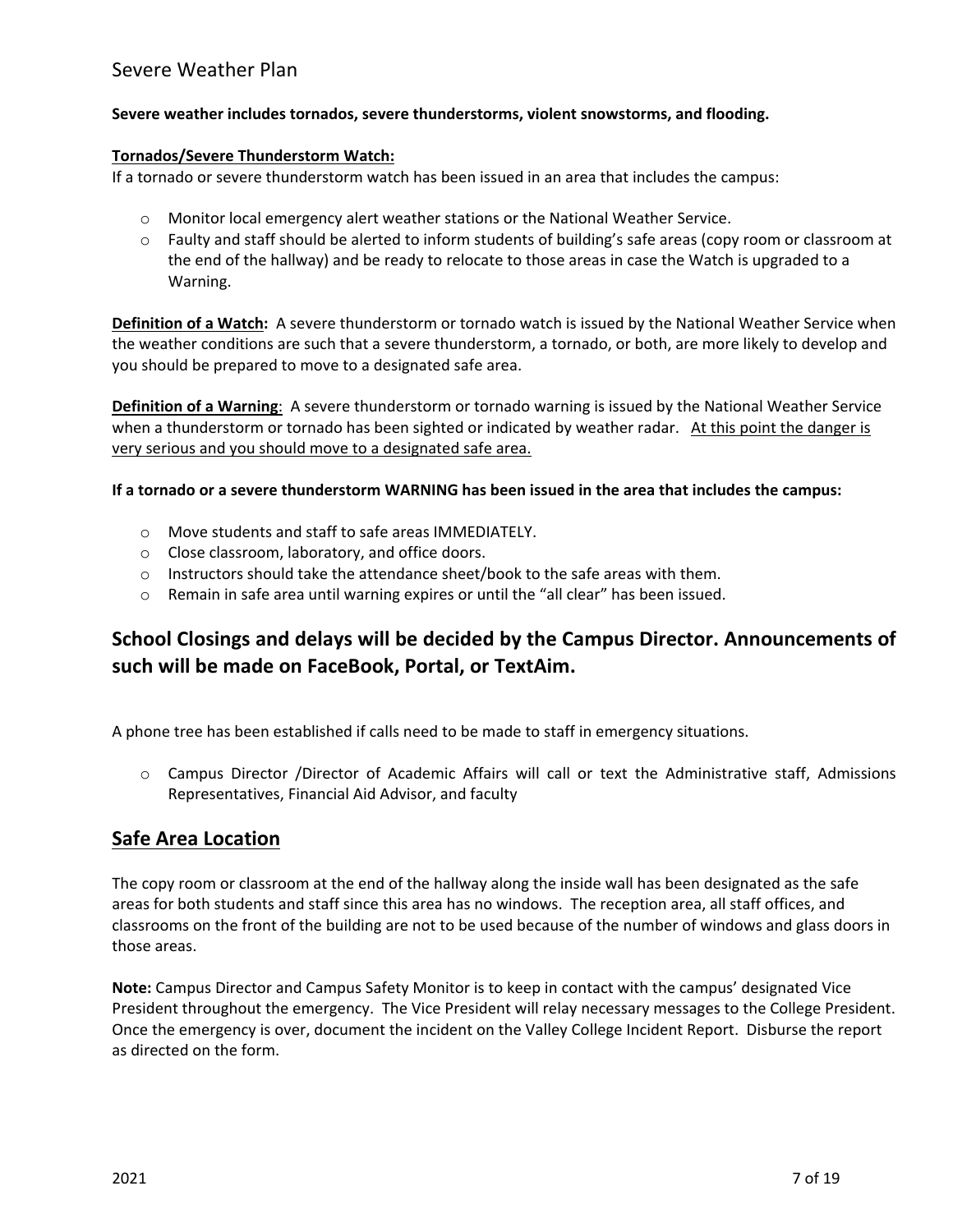# Severe Weather Plan

**Severe weather includes tornados, severe thunderstorms, violent snowstorms, and flooding.**

**<u>Tornados/Severe Thunderstorm Watch:</u>**
If a tornado or severe thunderstorm watch has been issued in an area that includes the campus:

- Monitor local emergency alert weather stations or the National Weather Service.
- Faulty and staff should be alerted to inform students of building's safe areas (copy room or classroom at the end of the hallway) and be ready to relocate to those areas in case the Watch is upgraded to a Warning.

**<u>Definition of a Watch</u>:** A severe thunderstorm or tornado watch is issued by the National Weather Service when the weather conditions are such that a severe thunderstorm, a tornado, or both, are more likely to develop and you should be prepared to move to a designated safe area.

**<u>Definition of a Warning</u>**: A severe thunderstorm or tornado warning is issued by the National Weather Service when a thunderstorm or tornado has been sighted or indicated by weather radar. <u>At this point the danger is very serious and you should move to a designated safe area.</u>

**If a tornado or a severe thunderstorm WARNING has been issued in the area that includes the campus:**

- Move students and staff to safe areas IMMEDIATELY.
- Close classroom, laboratory, and office doors.
- Instructors should take the attendance sheet/book to the safe areas with them.
- Remain in safe area until warning expires or until the "all clear" has been issued.

## School Closings and delays will be decided by the Campus Director. Announcements of such will be made on FaceBook, Portal, or TextAim.

A phone tree has been established if calls need to be made to staff in emergency situations.

- Campus Director /Director of Academic Affairs will call or text the Administrative staff, Admissions Representatives, Financial Aid Advisor, and faculty

## <u>Safe Area Location</u>

The copy room or classroom at the end of the hallway along the inside wall has been designated as the safe areas for both students and staff since this area has no windows. The reception area, all staff offices, and classrooms on the front of the building are not to be used because of the number of windows and glass doors in those areas.

**Note:** Campus Director and Campus Safety Monitor is to keep in contact with the campus' designated Vice President throughout the emergency. The Vice President will relay necessary messages to the College President. Once the emergency is over, document the incident on the Valley College Incident Report. Disburse the report as directed on the form.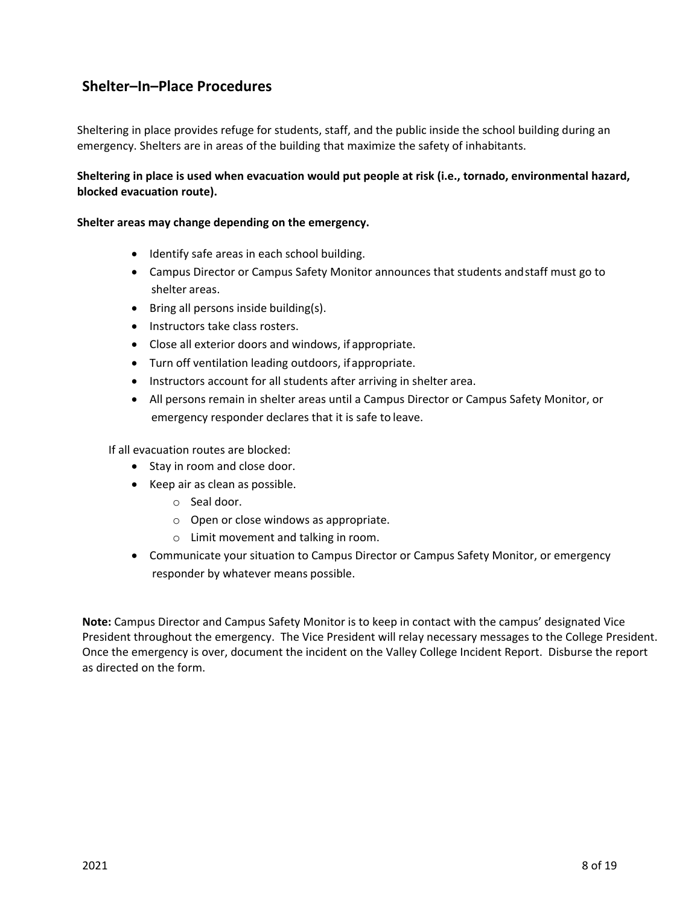## Shelter–In–Place Procedures

Sheltering in place provides refuge for students, staff, and the public inside the school building during an emergency. Shelters are in areas of the building that maximize the safety of inhabitants.

**Sheltering in place is used when evacuation would put people at risk (i.e., tornado, environmental hazard, blocked evacuation route).**

**Shelter areas may change depending on the emergency.**

- Identify safe areas in each school building.
- Campus Director or Campus Safety Monitor announces that students and staff must go to shelter areas.
- Bring all persons inside building(s).
- Instructors take class rosters.
- Close all exterior doors and windows, if appropriate.
- Turn off ventilation leading outdoors, if appropriate.
- Instructors account for all students after arriving in shelter area.
- All persons remain in shelter areas until a Campus Director or Campus Safety Monitor, or emergency responder declares that it is safe to leave.

If all evacuation routes are blocked:

- Stay in room and close door.
- Keep air as clean as possible.
  - Seal door.
  - Open or close windows as appropriate.
  - Limit movement and talking in room.
- Communicate your situation to Campus Director or Campus Safety Monitor, or emergency responder by whatever means possible.

**Note:** Campus Director and Campus Safety Monitor is to keep in contact with the campus' designated Vice President throughout the emergency. The Vice President will relay necessary messages to the College President. Once the emergency is over, document the incident on the Valley College Incident Report. Disburse the report as directed on the form.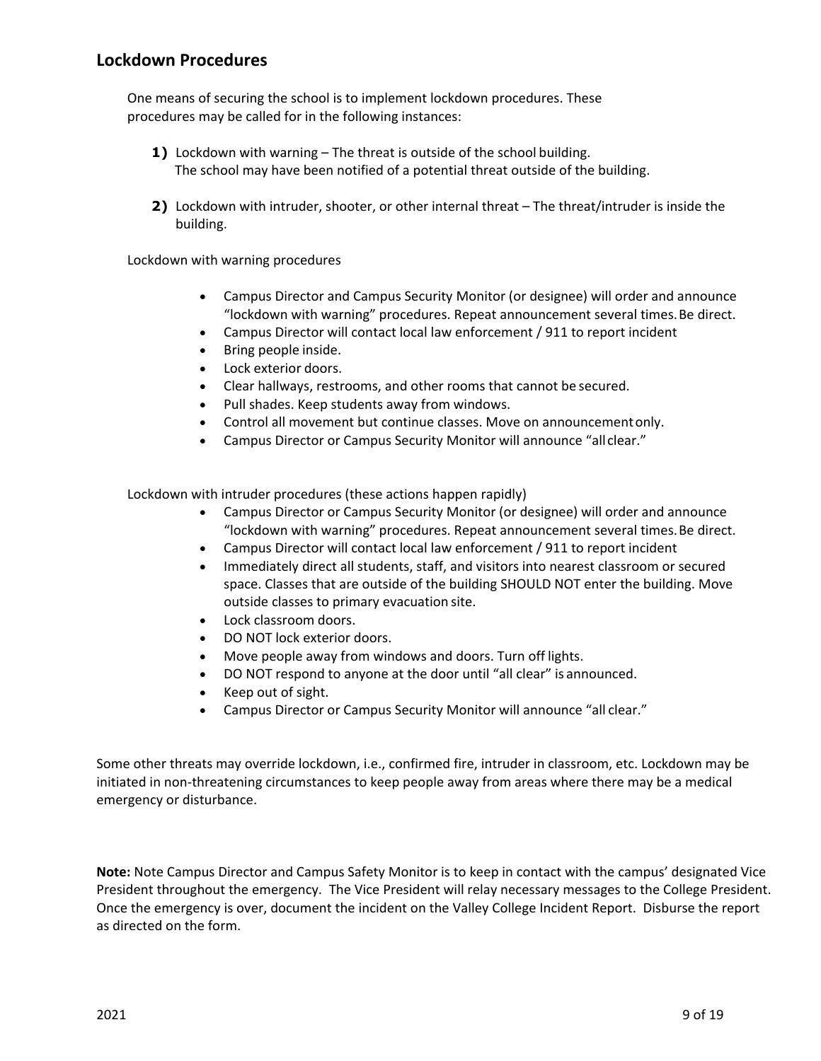## Lockdown Procedures

One means of securing the school is to implement lockdown procedures. These procedures may be called for in the following instances:

1) Lockdown with warning – The threat is outside of the school building. The school may have been notified of a potential threat outside of the building.

2) Lockdown with intruder, shooter, or other internal threat – The threat/intruder is inside the building.

Lockdown with warning procedures

- Campus Director and Campus Security Monitor (or designee) will order and announce "lockdown with warning" procedures. Repeat announcement several times. Be direct.
- Campus Director will contact local law enforcement / 911 to report incident
- Bring people inside.
- Lock exterior doors.
- Clear hallways, restrooms, and other rooms that cannot be secured.
- Pull shades. Keep students away from windows.
- Control all movement but continue classes. Move on announcement only.
- Campus Director or Campus Security Monitor will announce "all clear."

Lockdown with intruder procedures (these actions happen rapidly)

- Campus Director or Campus Security Monitor (or designee) will order and announce "lockdown with warning" procedures. Repeat announcement several times. Be direct.
- Campus Director will contact local law enforcement / 911 to report incident
- Immediately direct all students, staff, and visitors into nearest classroom or secured space. Classes that are outside of the building SHOULD NOT enter the building. Move outside classes to primary evacuation site.
- Lock classroom doors.
- DO NOT lock exterior doors.
- Move people away from windows and doors. Turn off lights.
- DO NOT respond to anyone at the door until "all clear" is announced.
- Keep out of sight.
- Campus Director or Campus Security Monitor will announce "all clear."

Some other threats may override lockdown, i.e., confirmed fire, intruder in classroom, etc. Lockdown may be initiated in non-threatening circumstances to keep people away from areas where there may be a medical emergency or disturbance.

**Note:** Note Campus Director and Campus Safety Monitor is to keep in contact with the campus' designated Vice President throughout the emergency. The Vice President will relay necessary messages to the College President. Once the emergency is over, document the incident on the Valley College Incident Report. Disburse the report as directed on the form.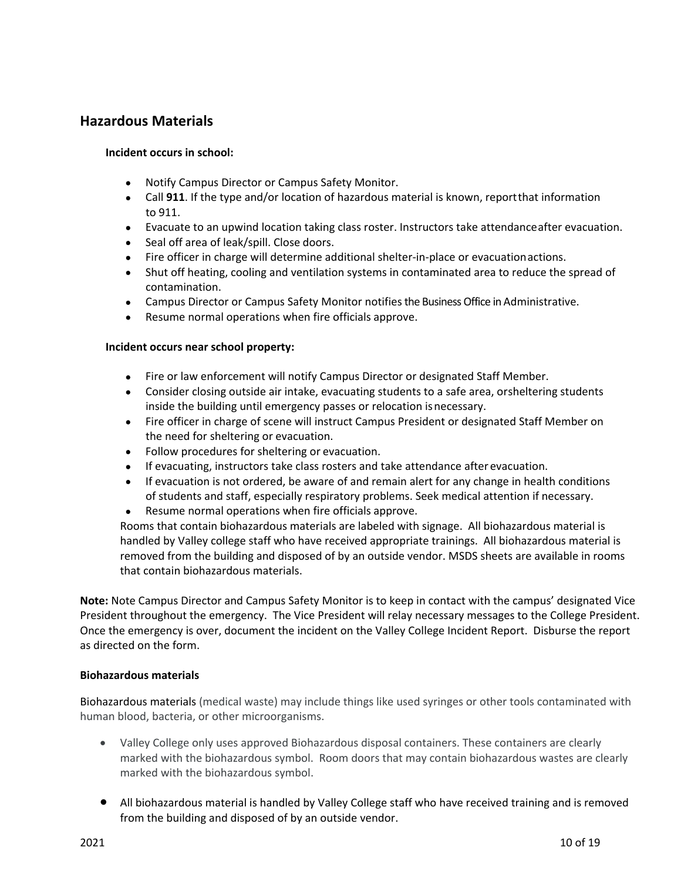## Hazardous Materials

**Incident occurs in school:**

- Notify Campus Director or Campus Safety Monitor.
- Call **911**. If the type and/or location of hazardous material is known, reportthat information to 911.
- Evacuate to an upwind location taking class roster. Instructors take attendanceafter evacuation.
- Seal off area of leak/spill. Close doors.
- Fire officer in charge will determine additional shelter-in-place or evacuationactions.
- Shut off heating, cooling and ventilation systems in contaminated area to reduce the spread of contamination.
- Campus Director or Campus Safety Monitor notifies the Business Office in Administrative.
- Resume normal operations when fire officials approve.

**Incident occurs near school property:**

- Fire or law enforcement will notify Campus Director or designated Staff Member.
- Consider closing outside air intake, evacuating students to a safe area, orsheltering students inside the building until emergency passes or relocation isnecessary.
- Fire officer in charge of scene will instruct Campus President or designated Staff Member on the need for sheltering or evacuation.
- Follow procedures for sheltering or evacuation.
- If evacuating, instructors take class rosters and take attendance after evacuation.
- If evacuation is not ordered, be aware of and remain alert for any change in health conditions of students and staff, especially respiratory problems. Seek medical attention if necessary.
- Resume normal operations when fire officials approve.

Rooms that contain biohazardous materials are labeled with signage. All biohazardous material is handled by Valley college staff who have received appropriate trainings. All biohazardous material is removed from the building and disposed of by an outside vendor. MSDS sheets are available in rooms that contain biohazardous materials.

**Note:** Note Campus Director and Campus Safety Monitor is to keep in contact with the campus' designated Vice President throughout the emergency. The Vice President will relay necessary messages to the College President. Once the emergency is over, document the incident on the Valley College Incident Report. Disburse the report as directed on the form.

**Biohazardous materials**

Biohazardous materials (medical waste) may include things like used syringes or other tools contaminated with human blood, bacteria, or other microorganisms.

- Valley College only uses approved Biohazardous disposal containers. These containers are clearly marked with the biohazardous symbol. Room doors that may contain biohazardous wastes are clearly marked with the biohazardous symbol.
- All biohazardous material is handled by Valley College staff who have received training and is removed from the building and disposed of by an outside vendor.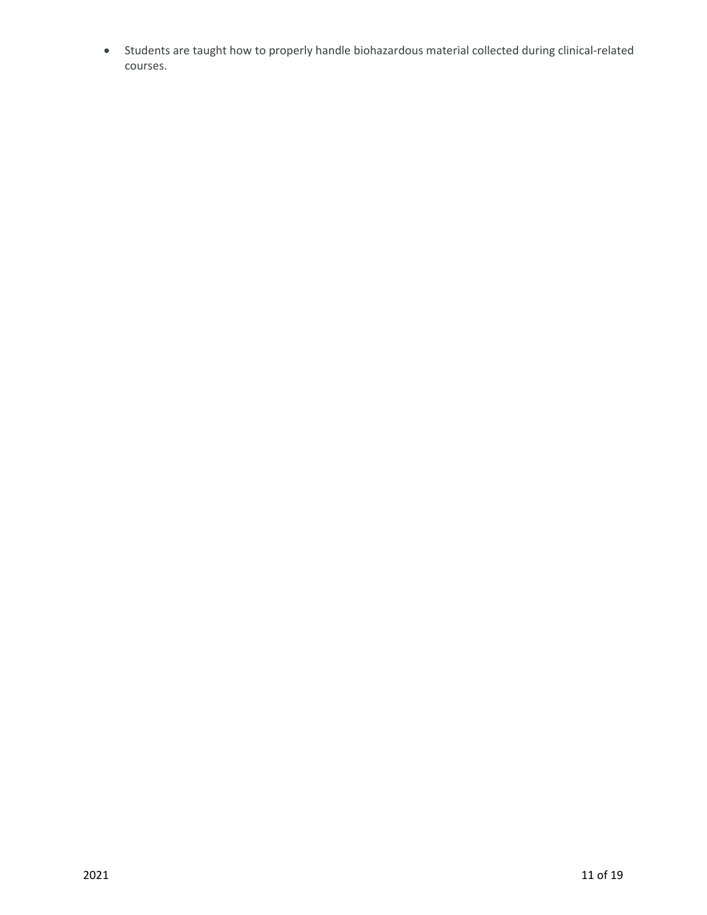- Students are taught how to properly handle biohazardous material collected during clinical-related courses.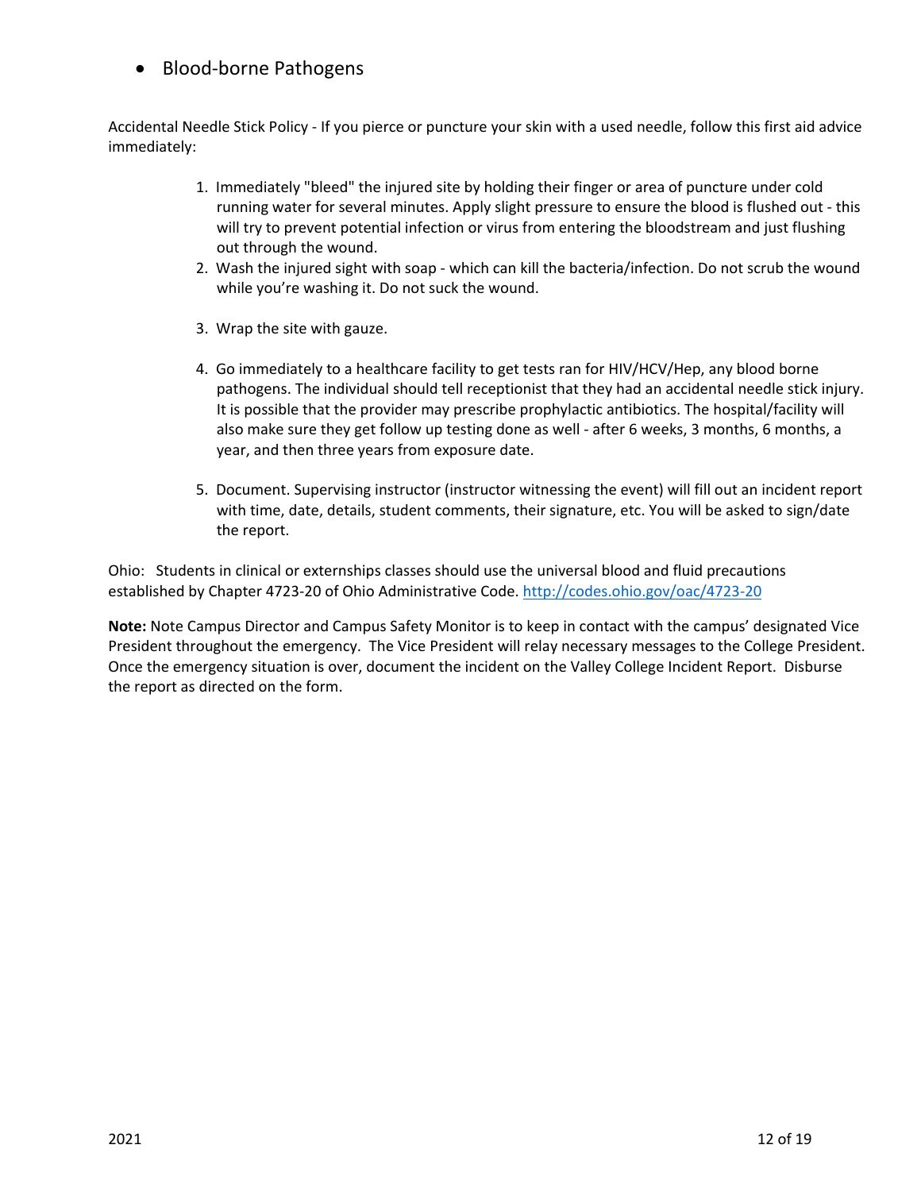- Blood-borne Pathogens

Accidental Needle Stick Policy - If you pierce or puncture your skin with a used needle, follow this first aid advice immediately:

1. Immediately "bleed" the injured site by holding their finger or area of puncture under cold running water for several minutes. Apply slight pressure to ensure the blood is flushed out - this will try to prevent potential infection or virus from entering the bloodstream and just flushing out through the wound.
2. Wash the injured sight with soap - which can kill the bacteria/infection. Do not scrub the wound while you're washing it. Do not suck the wound.

3. Wrap the site with gauze.

4. Go immediately to a healthcare facility to get tests ran for HIV/HCV/Hep, any blood borne pathogens. The individual should tell receptionist that they had an accidental needle stick injury. It is possible that the provider may prescribe prophylactic antibiotics. The hospital/facility will also make sure they get follow up testing done as well - after 6 weeks, 3 months, 6 months, a year, and then three years from exposure date.

5. Document. Supervising instructor (instructor witnessing the event) will fill out an incident report with time, date, details, student comments, their signature, etc. You will be asked to sign/date the report.

Ohio: Students in clinical or externships classes should use the universal blood and fluid precautions established by Chapter 4723-20 of Ohio Administrative Code. [http://codes.ohio.gov/oac/4723-20](http://codes.ohio.gov/oac/4723-20)

**Note:** Note Campus Director and Campus Safety Monitor is to keep in contact with the campus' designated Vice President throughout the emergency. The Vice President will relay necessary messages to the College President. Once the emergency situation is over, document the incident on the Valley College Incident Report. Disburse the report as directed on the form.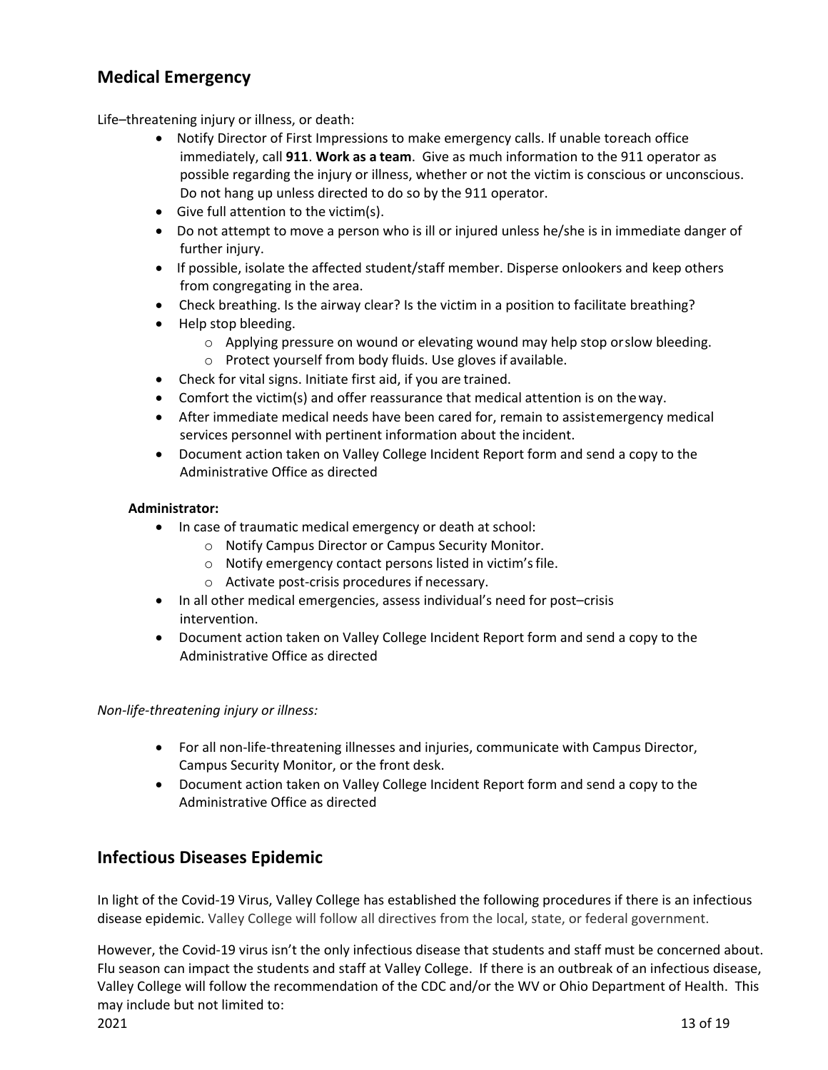## Medical Emergency

Life–threatening injury or illness, or death:

- Notify Director of First Impressions to make emergency calls. If unable toreach office immediately, call **911**. **Work as a team**. Give as much information to the 911 operator as possible regarding the injury or illness, whether or not the victim is conscious or unconscious. Do not hang up unless directed to do so by the 911 operator.
- Give full attention to the victim(s).
- Do not attempt to move a person who is ill or injured unless he/she is in immediate danger of further injury.
- If possible, isolate the affected student/staff member. Disperse onlookers and keep others from congregating in the area.
- Check breathing. Is the airway clear? Is the victim in a position to facilitate breathing?
- Help stop bleeding.
    - Applying pressure on wound or elevating wound may help stop orslow bleeding.
    - Protect yourself from body fluids. Use gloves if available.
- Check for vital signs. Initiate first aid, if you are trained.
- Comfort the victim(s) and offer reassurance that medical attention is on theway.
- After immediate medical needs have been cared for, remain to assistemergency medical services personnel with pertinent information about the incident.
- Document action taken on Valley College Incident Report form and send a copy to the Administrative Office as directed

**Administrator:**

- In case of traumatic medical emergency or death at school:
    - Notify Campus Director or Campus Security Monitor.
    - Notify emergency contact persons listed in victim's file.
    - Activate post-crisis procedures if necessary.
- In all other medical emergencies, assess individual's need for post–crisis intervention.
- Document action taken on Valley College Incident Report form and send a copy to the Administrative Office as directed

*Non-life-threatening injury or illness:*

- For all non-life-threatening illnesses and injuries, communicate with Campus Director, Campus Security Monitor, or the front desk.
- Document action taken on Valley College Incident Report form and send a copy to the Administrative Office as directed

## Infectious Diseases Epidemic

In light of the Covid-19 Virus, Valley College has established the following procedures if there is an infectious disease epidemic. Valley College will follow all directives from the local, state, or federal government.

However, the Covid-19 virus isn't the only infectious disease that students and staff must be concerned about. Flu season can impact the students and staff at Valley College. If there is an outbreak of an infectious disease, Valley College will follow the recommendation of the CDC and/or the WV or Ohio Department of Health. This may include but not limited to: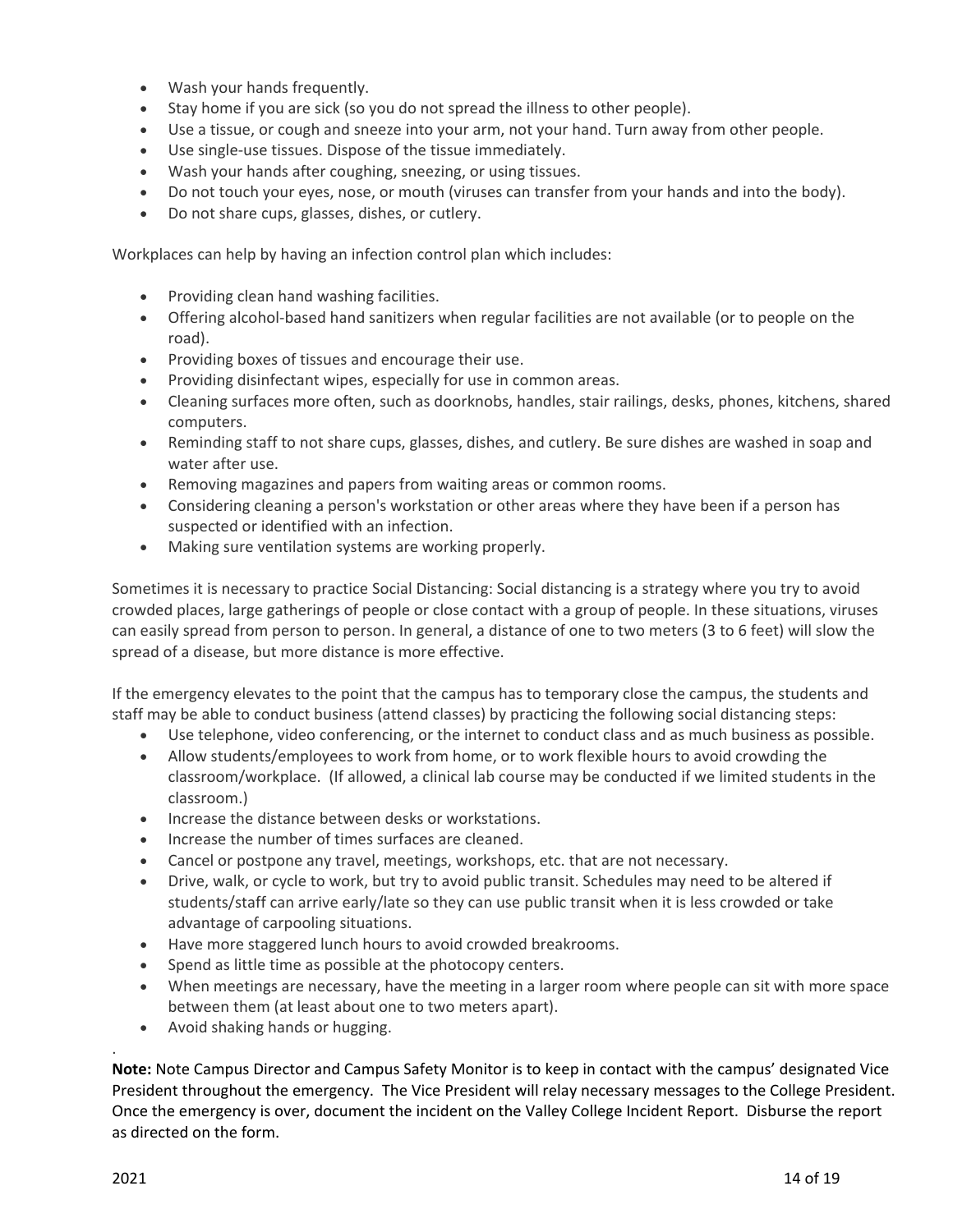- Wash your hands frequently.
- Stay home if you are sick (so you do not spread the illness to other people).
- Use a tissue, or cough and sneeze into your arm, not your hand. Turn away from other people.
- Use single-use tissues. Dispose of the tissue immediately.
- Wash your hands after coughing, sneezing, or using tissues.
- Do not touch your eyes, nose, or mouth (viruses can transfer from your hands and into the body).
- Do not share cups, glasses, dishes, or cutlery.

Workplaces can help by having an infection control plan which includes:

- Providing clean hand washing facilities.
- Offering alcohol-based hand sanitizers when regular facilities are not available (or to people on the road).
- Providing boxes of tissues and encourage their use.
- Providing disinfectant wipes, especially for use in common areas.
- Cleaning surfaces more often, such as doorknobs, handles, stair railings, desks, phones, kitchens, shared computers.
- Reminding staff to not share cups, glasses, dishes, and cutlery. Be sure dishes are washed in soap and water after use.
- Removing magazines and papers from waiting areas or common rooms.
- Considering cleaning a person's workstation or other areas where they have been if a person has suspected or identified with an infection.
- Making sure ventilation systems are working properly.

Sometimes it is necessary to practice Social Distancing: Social distancing is a strategy where you try to avoid crowded places, large gatherings of people or close contact with a group of people. In these situations, viruses can easily spread from person to person. In general, a distance of one to two meters (3 to 6 feet) will slow the spread of a disease, but more distance is more effective.

If the emergency elevates to the point that the campus has to temporary close the campus, the students and staff may be able to conduct business (attend classes) by practicing the following social distancing steps:

- Use telephone, video conferencing, or the internet to conduct class and as much business as possible.
- Allow students/employees to work from home, or to work flexible hours to avoid crowding the classroom/workplace. (If allowed, a clinical lab course may be conducted if we limited students in the classroom.)
- Increase the distance between desks or workstations.
- Increase the number of times surfaces are cleaned.
- Cancel or postpone any travel, meetings, workshops, etc. that are not necessary.
- Drive, walk, or cycle to work, but try to avoid public transit. Schedules may need to be altered if students/staff can arrive early/late so they can use public transit when it is less crowded or take advantage of carpooling situations.
- Have more staggered lunch hours to avoid crowded breakrooms.
- Spend as little time as possible at the photocopy centers.
- When meetings are necessary, have the meeting in a larger room where people can sit with more space between them (at least about one to two meters apart).
- Avoid shaking hands or hugging.

**Note:** Note Campus Director and Campus Safety Monitor is to keep in contact with the campus' designated Vice President throughout the emergency. The Vice President will relay necessary messages to the College President. Once the emergency is over, document the incident on the Valley College Incident Report. Disburse the report as directed on the form.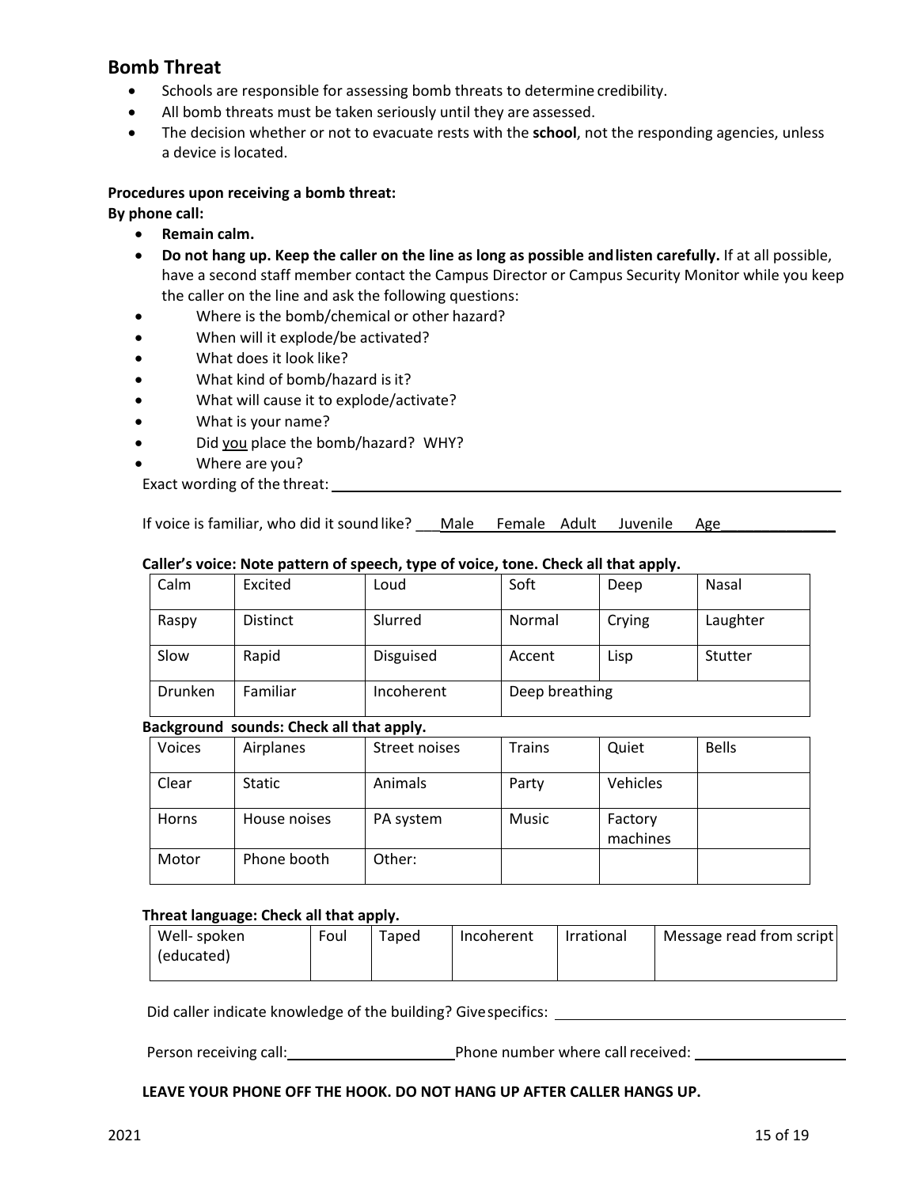## Bomb Threat

- Schools are responsible for assessing bomb threats to determine credibility.
- All bomb threats must be taken seriously until they are assessed.
- The decision whether or not to evacuate rests with the **school**, not the responding agencies, unless a device is located.

**Procedures upon receiving a bomb threat:**

**By phone call:**

- **Remain calm.**
- **Do not hang up. Keep the caller on the line as long as possible and listen carefully.** If at all possible, have a second staff member contact the Campus Director or Campus Security Monitor while you keep the caller on the line and ask the following questions:
- Where is the bomb/chemical or other hazard?
- When will it explode/be activated?
- What does it look like?
- What kind of bomb/hazard is it?
- What will cause it to explode/activate?
- What is your name?
- Did you place the bomb/hazard? WHY?
- Where are you?

Exact wording of the threat: ____________________

If voice is familiar, who did it sound like? ___Male Female Adult Juvenile Age______________

**Caller's voice: Note pattern of speech, type of voice, tone. Check all that apply.**

| Calm | Excited | Loud | Soft | Deep | Nasal |
|---|---|---|---|---|---|
| Raspy | Distinct | Slurred | Normal | Crying | Laughter |
| Slow | Rapid | Disguised | Accent | Lisp | Stutter |
| Drunken | Familiar | Incoherent | Deep breathing | | |

**Background sounds: Check all that apply.**

| Voices | Airplanes | Street noises | Trains | Quiet | Bells |
|---|---|---|---|---|---|
| Clear | Static | Animals | Party | Vehicles | |
| Horns | House noises | PA system | Music | Factory machines | |
| Motor | Phone booth | Other: | | | |

**Threat language: Check all that apply.**

| Well- spoken (educated) | Foul | Taped | Incoherent | Irrational | Message read from script |
|---|---|---|---|---|---|

Did caller indicate knowledge of the building? Give specifics: ____________________

Person receiving call: ____________________ Phone number where call received: ____________________

**LEAVE YOUR PHONE OFF THE HOOK. DO NOT HANG UP AFTER CALLER HANGS UP.**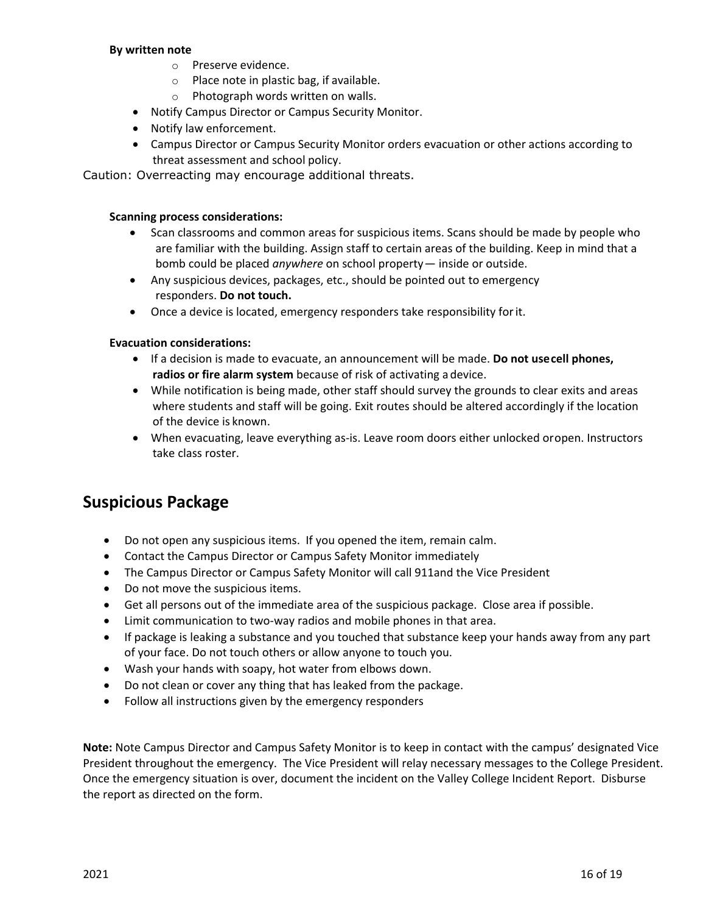**By written note**

- Preserve evidence.
- Place note in plastic bag, if available.
- Photograph words written on walls.

- Notify Campus Director or Campus Security Monitor.
- Notify law enforcement.
- Campus Director or Campus Security Monitor orders evacuation or other actions according to threat assessment and school policy.

Caution: Overreacting may encourage additional threats.

**Scanning process considerations:**

- Scan classrooms and common areas for suspicious items. Scans should be made by people who are familiar with the building. Assign staff to certain areas of the building. Keep in mind that a bomb could be placed *anywhere* on school property — inside or outside.
- Any suspicious devices, packages, etc., should be pointed out to emergency responders. **Do not touch.**
- Once a device is located, emergency responders take responsibility for it.

**Evacuation considerations:**

- If a decision is made to evacuate, an announcement will be made. **Do not use cell phones, radios or fire alarm system** because of risk of activating a device.
- While notification is being made, other staff should survey the grounds to clear exits and areas where students and staff will be going. Exit routes should be altered accordingly if the location of the device is known.
- When evacuating, leave everything as-is. Leave room doors either unlocked or open. Instructors take class roster.

## Suspicious Package

- Do not open any suspicious items. If you opened the item, remain calm.
- Contact the Campus Director or Campus Safety Monitor immediately
- The Campus Director or Campus Safety Monitor will call 911and the Vice President
- Do not move the suspicious items.
- Get all persons out of the immediate area of the suspicious package. Close area if possible.
- Limit communication to two-way radios and mobile phones in that area.
- If package is leaking a substance and you touched that substance keep your hands away from any part of your face. Do not touch others or allow anyone to touch you.
- Wash your hands with soapy, hot water from elbows down.
- Do not clean or cover any thing that has leaked from the package.
- Follow all instructions given by the emergency responders

**Note:** Note Campus Director and Campus Safety Monitor is to keep in contact with the campus' designated Vice President throughout the emergency. The Vice President will relay necessary messages to the College President. Once the emergency situation is over, document the incident on the Valley College Incident Report. Disburse the report as directed on the form.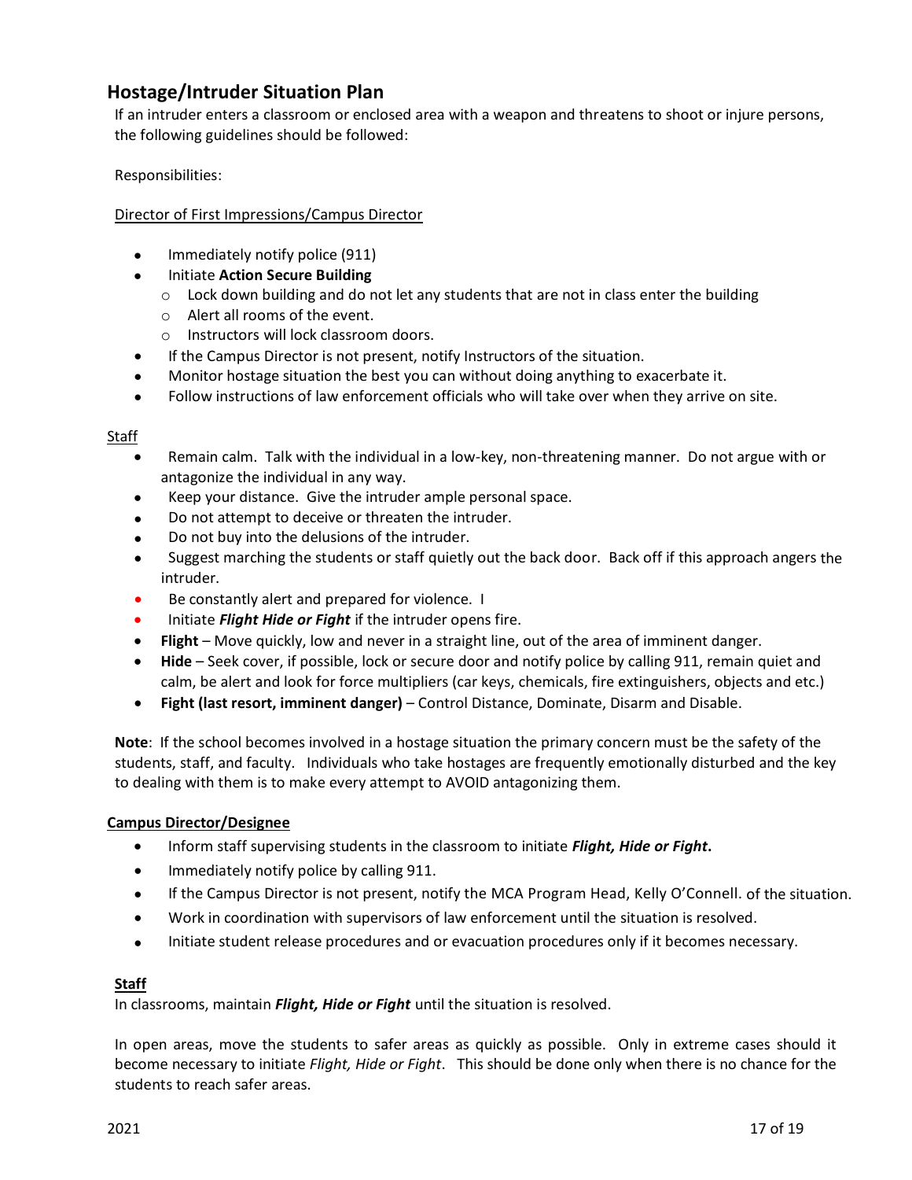## Hostage/Intruder Situation Plan

If an intruder enters a classroom or enclosed area with a weapon and threatens to shoot or injure persons, the following guidelines should be followed:

Responsibilities:

Director of First Impressions/Campus Director

- Immediately notify police (911)
- Initiate **Action Secure Building**
  - Lock down building and do not let any students that are not in class enter the building
  - Alert all rooms of the event.
  - Instructors will lock classroom doors.
- If the Campus Director is not present, notify Instructors of the situation.
- Monitor hostage situation the best you can without doing anything to exacerbate it.
- Follow instructions of law enforcement officials who will take over when they arrive on site.

Staff

- Remain calm. Talk with the individual in a low-key, non-threatening manner. Do not argue with or antagonize the individual in any way.
- Keep your distance. Give the intruder ample personal space.
- Do not attempt to deceive or threaten the intruder.
- Do not buy into the delusions of the intruder.
- Suggest marching the students or staff quietly out the back door. Back off if this approach angers the intruder.
- Be constantly alert and prepared for violence. I
- Initiate ***Flight Hide or Fight*** if the intruder opens fire.
- **Flight** – Move quickly, low and never in a straight line, out of the area of imminent danger.
- **Hide** – Seek cover, if possible, lock or secure door and notify police by calling 911, remain quiet and calm, be alert and look for force multipliers (car keys, chemicals, fire extinguishers, objects and etc.)
- **Fight (last resort, imminent danger)** – Control Distance, Dominate, Disarm and Disable.

**Note**: If the school becomes involved in a hostage situation the primary concern must be the safety of the students, staff, and faculty. Individuals who take hostages are frequently emotionally disturbed and the key to dealing with them is to make every attempt to AVOID antagonizing them.

**Campus Director/Designee**

- Inform staff supervising students in the classroom to initiate ***Flight, Hide or Fight*.**
- Immediately notify police by calling 911.
- If the Campus Director is not present, notify the MCA Program Head, Kelly O'Connell. of the situation.
- Work in coordination with supervisors of law enforcement until the situation is resolved.
- Initiate student release procedures and or evacuation procedures only if it becomes necessary.

**Staff**

In classrooms, maintain ***Flight, Hide or Fight*** until the situation is resolved.

In open areas, move the students to safer areas as quickly as possible. Only in extreme cases should it become necessary to initiate *Flight, Hide or Fight*. This should be done only when there is no chance for the students to reach safer areas.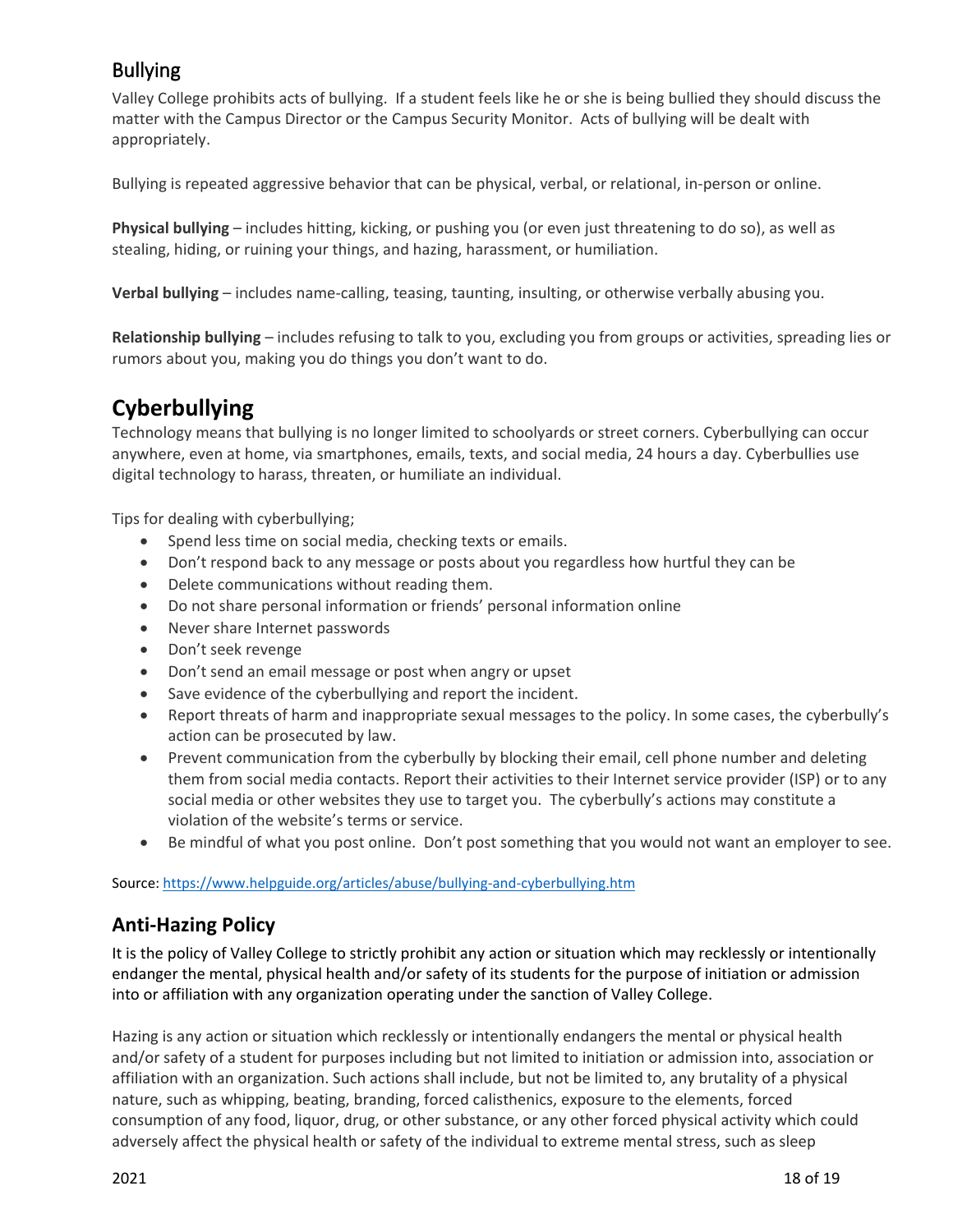## Bullying

Valley College prohibits acts of bullying. If a student feels like he or she is being bullied they should discuss the matter with the Campus Director or the Campus Security Monitor. Acts of bullying will be dealt with appropriately.

Bullying is repeated aggressive behavior that can be physical, verbal, or relational, in-person or online.

**Physical bullying** – includes hitting, kicking, or pushing you (or even just threatening to do so), as well as stealing, hiding, or ruining your things, and hazing, harassment, or humiliation.

**Verbal bullying** – includes name-calling, teasing, taunting, insulting, or otherwise verbally abusing you.

**Relationship bullying** – includes refusing to talk to you, excluding you from groups or activities, spreading lies or rumors about you, making you do things you don't want to do.

# Cyberbullying

Technology means that bullying is no longer limited to schoolyards or street corners. Cyberbullying can occur anywhere, even at home, via smartphones, emails, texts, and social media, 24 hours a day. Cyberbullies use digital technology to harass, threaten, or humiliate an individual.

Tips for dealing with cyberbullying;

- Spend less time on social media, checking texts or emails.
- Don't respond back to any message or posts about you regardless how hurtful they can be
- Delete communications without reading them.
- Do not share personal information or friends' personal information online
- Never share Internet passwords
- Don't seek revenge
- Don't send an email message or post when angry or upset
- Save evidence of the cyberbullying and report the incident.
- Report threats of harm and inappropriate sexual messages to the policy. In some cases, the cyberbully's action can be prosecuted by law.
- Prevent communication from the cyberbully by blocking their email, cell phone number and deleting them from social media contacts. Report their activities to their Internet service provider (ISP) or to any social media or other websites they use to target you. The cyberbully's actions may constitute a violation of the website's terms or service.
- Be mindful of what you post online. Don't post something that you would not want an employer to see.

Source: https://www.helpguide.org/articles/abuse/bullying-and-cyberbullying.htm

## Anti-Hazing Policy

It is the policy of Valley College to strictly prohibit any action or situation which may recklessly or intentionally endanger the mental, physical health and/or safety of its students for the purpose of initiation or admission into or affiliation with any organization operating under the sanction of Valley College.

Hazing is any action or situation which recklessly or intentionally endangers the mental or physical health and/or safety of a student for purposes including but not limited to initiation or admission into, association or affiliation with an organization. Such actions shall include, but not be limited to, any brutality of a physical nature, such as whipping, beating, branding, forced calisthenics, exposure to the elements, forced consumption of any food, liquor, drug, or other substance, or any other forced physical activity which could adversely affect the physical health or safety of the individual to extreme mental stress, such as sleep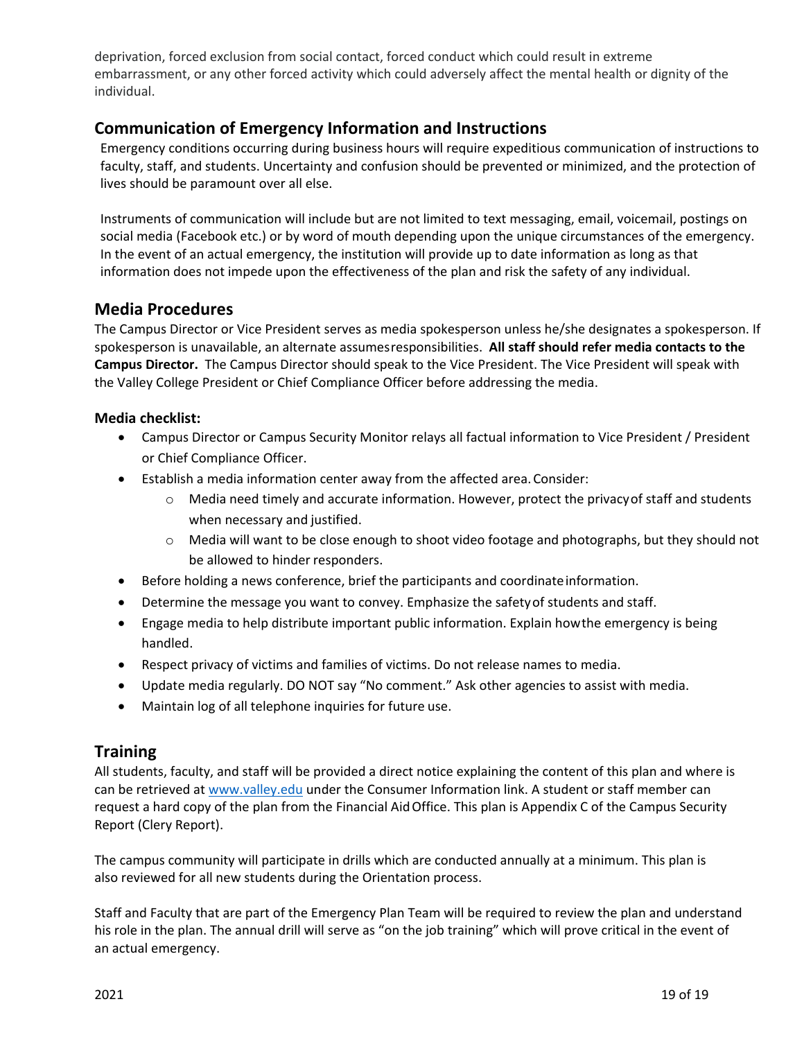deprivation, forced exclusion from social contact, forced conduct which could result in extreme embarrassment, or any other forced activity which could adversely affect the mental health or dignity of the individual.

## Communication of Emergency Information and Instructions

Emergency conditions occurring during business hours will require expeditious communication of instructions to faculty, staff, and students. Uncertainty and confusion should be prevented or minimized, and the protection of lives should be paramount over all else.

Instruments of communication will include but are not limited to text messaging, email, voicemail, postings on social media (Facebook etc.) or by word of mouth depending upon the unique circumstances of the emergency. In the event of an actual emergency, the institution will provide up to date information as long as that information does not impede upon the effectiveness of the plan and risk the safety of any individual.

## Media Procedures

The Campus Director or Vice President serves as media spokesperson unless he/she designates a spokesperson. If spokesperson is unavailable, an alternate assumes responsibilities. **All staff should refer media contacts to the Campus Director.** The Campus Director should speak to the Vice President. The Vice President will speak with the Valley College President or Chief Compliance Officer before addressing the media.

### Media checklist:

- Campus Director or Campus Security Monitor relays all factual information to Vice President / President or Chief Compliance Officer.
- Establish a media information center away from the affected area. Consider:
  - Media need timely and accurate information. However, protect the privacy of staff and students when necessary and justified.
  - Media will want to be close enough to shoot video footage and photographs, but they should not be allowed to hinder responders.
- Before holding a news conference, brief the participants and coordinate information.
- Determine the message you want to convey. Emphasize the safety of students and staff.
- Engage media to help distribute important public information. Explain how the emergency is being handled.
- Respect privacy of victims and families of victims. Do not release names to media.
- Update media regularly. DO NOT say "No comment." Ask other agencies to assist with media.
- Maintain log of all telephone inquiries for future use.

## Training

All students, faculty, and staff will be provided a direct notice explaining the content of this plan and where is can be retrieved at www.valley.edu under the Consumer Information link. A student or staff member can request a hard copy of the plan from the Financial Aid Office. This plan is Appendix C of the Campus Security Report (Clery Report).

The campus community will participate in drills which are conducted annually at a minimum. This plan is also reviewed for all new students during the Orientation process.

Staff and Faculty that are part of the Emergency Plan Team will be required to review the plan and understand his role in the plan. The annual drill will serve as "on the job training" which will prove critical in the event of an actual emergency.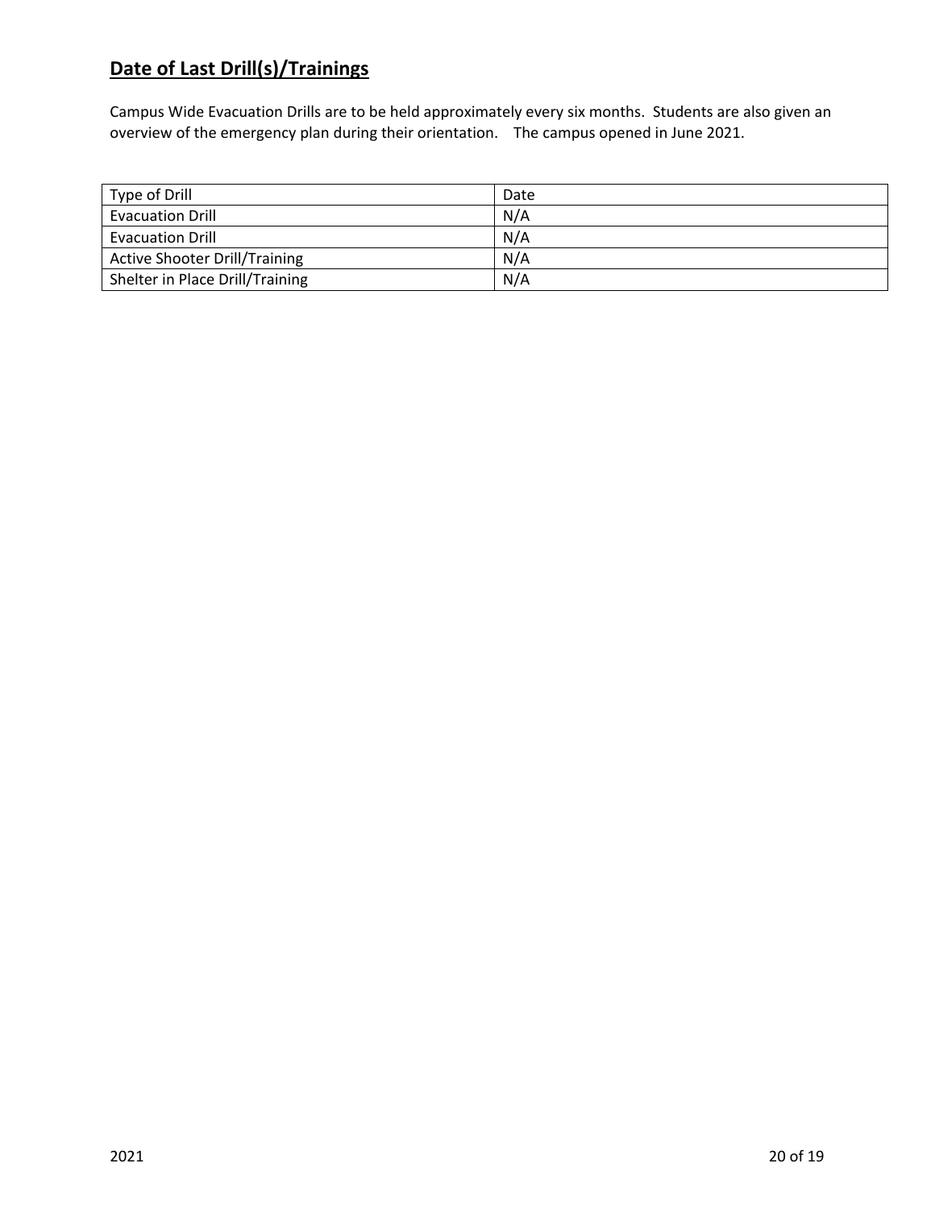## **Date of Last Drill(s)/Trainings**

Campus Wide Evacuation Drills are to be held approximately every six months. Students are also given an overview of the emergency plan during their orientation. The campus opened in June 2021.

| Type of Drill | Date |
| --- | --- |
| Evacuation Drill | N/A |
| Evacuation Drill | N/A |
| Active Shooter Drill/Training | N/A |
| Shelter in Place Drill/Training | N/A |